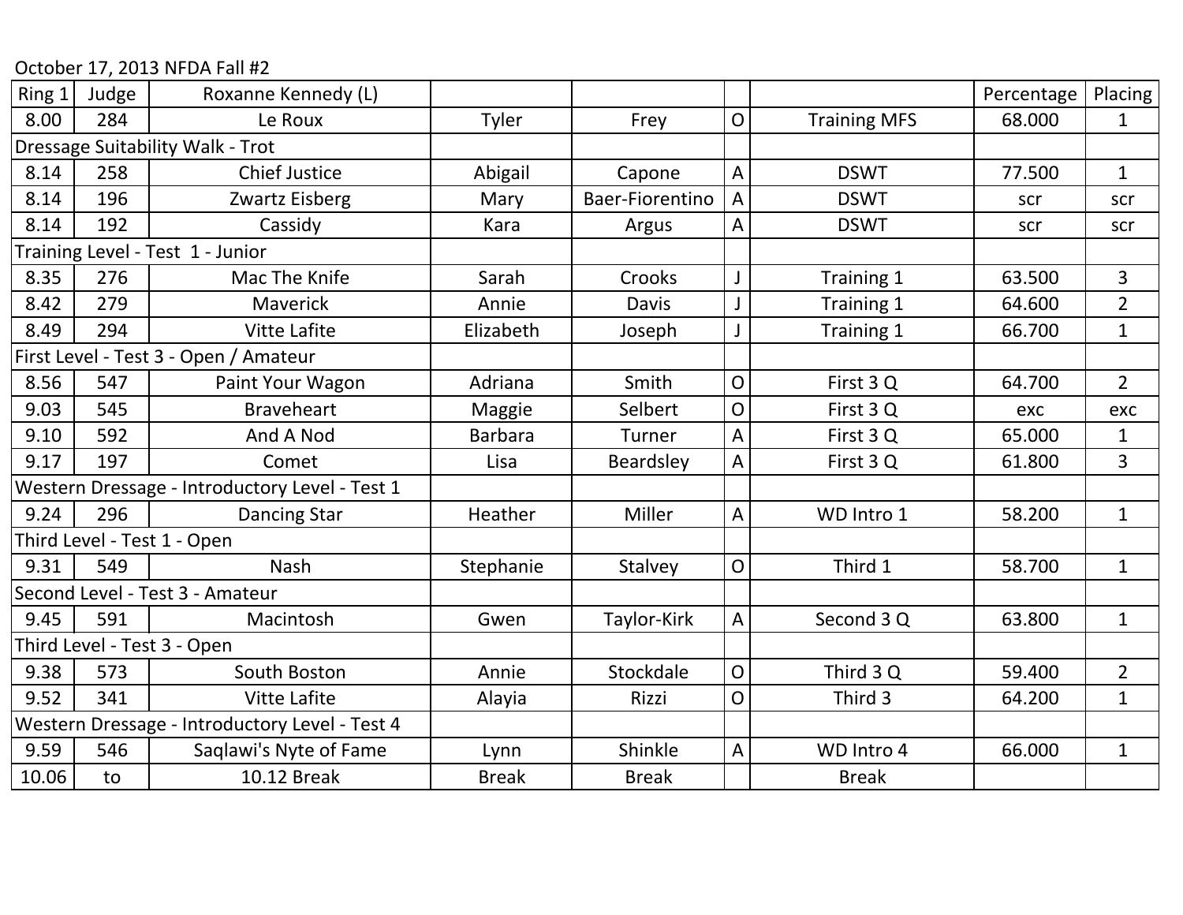October 17, 2013 NFDA Fall #2

| Ring 1 | Judge | Roxanne Kennedy (L) | | | | | Percentage | Placing |
|---|---|---|---|---|---|---|---|---|
| 8.00 | 284 | Le Roux | Tyler | Frey | O | Training MFS | 68.000 | 1 |
| Dressage Suitability Walk - Trot | | | | | | | | |
| 8.14 | 258 | Chief Justice | Abigail | Capone | A | DSWT | 77.500 | 1 |
| 8.14 | 196 | Zwartz Eisberg | Mary | Baer-Fiorentino | A | DSWT | scr | scr |
| 8.14 | 192 | Cassidy | Kara | Argus | A | DSWT | scr | scr |
| Training Level - Test 1 - Junior | | | | | | | | |
| 8.35 | 276 | Mac The Knife | Sarah | Crooks | J | Training 1 | 63.500 | 3 |
| 8.42 | 279 | Maverick | Annie | Davis | J | Training 1 | 64.600 | 2 |
| 8.49 | 294 | Vitte Lafite | Elizabeth | Joseph | J | Training 1 | 66.700 | 1 |
| First Level - Test 3 - Open / Amateur | | | | | | | | |
| 8.56 | 547 | Paint Your Wagon | Adriana | Smith | O | First 3 Q | 64.700 | 2 |
| 9.03 | 545 | Braveheart | Maggie | Selbert | O | First 3 Q | exc | exc |
| 9.10 | 592 | And A Nod | Barbara | Turner | A | First 3 Q | 65.000 | 1 |
| 9.17 | 197 | Comet | Lisa | Beardsley | A | First 3 Q | 61.800 | 3 |
| Western Dressage - Introductory Level - Test 1 | | | | | | | | |
| 9.24 | 296 | Dancing Star | Heather | Miller | A | WD Intro 1 | 58.200 | 1 |
| Third Level - Test 1 - Open | | | | | | | | |
| 9.31 | 549 | Nash | Stephanie | Stalvey | O | Third 1 | 58.700 | 1 |
| Second Level - Test 3 - Amateur | | | | | | | | |
| 9.45 | 591 | Macintosh | Gwen | Taylor-Kirk | A | Second 3 Q | 63.800 | 1 |
| Third Level - Test 3 - Open | | | | | | | | |
| 9.38 | 573 | South Boston | Annie | Stockdale | O | Third 3 Q | 59.400 | 2 |
| 9.52 | 341 | Vitte Lafite | Alayia | Rizzi | O | Third 3 | 64.200 | 1 |
| Western Dressage - Introductory Level - Test 4 | | | | | | | | |
| 9.59 | 546 | Saqlawi's Nyte of Fame | Lynn | Shinkle | A | WD Intro 4 | 66.000 | 1 |
| 10.06 | to | 10.12 Break | Break | Break | | Break | | |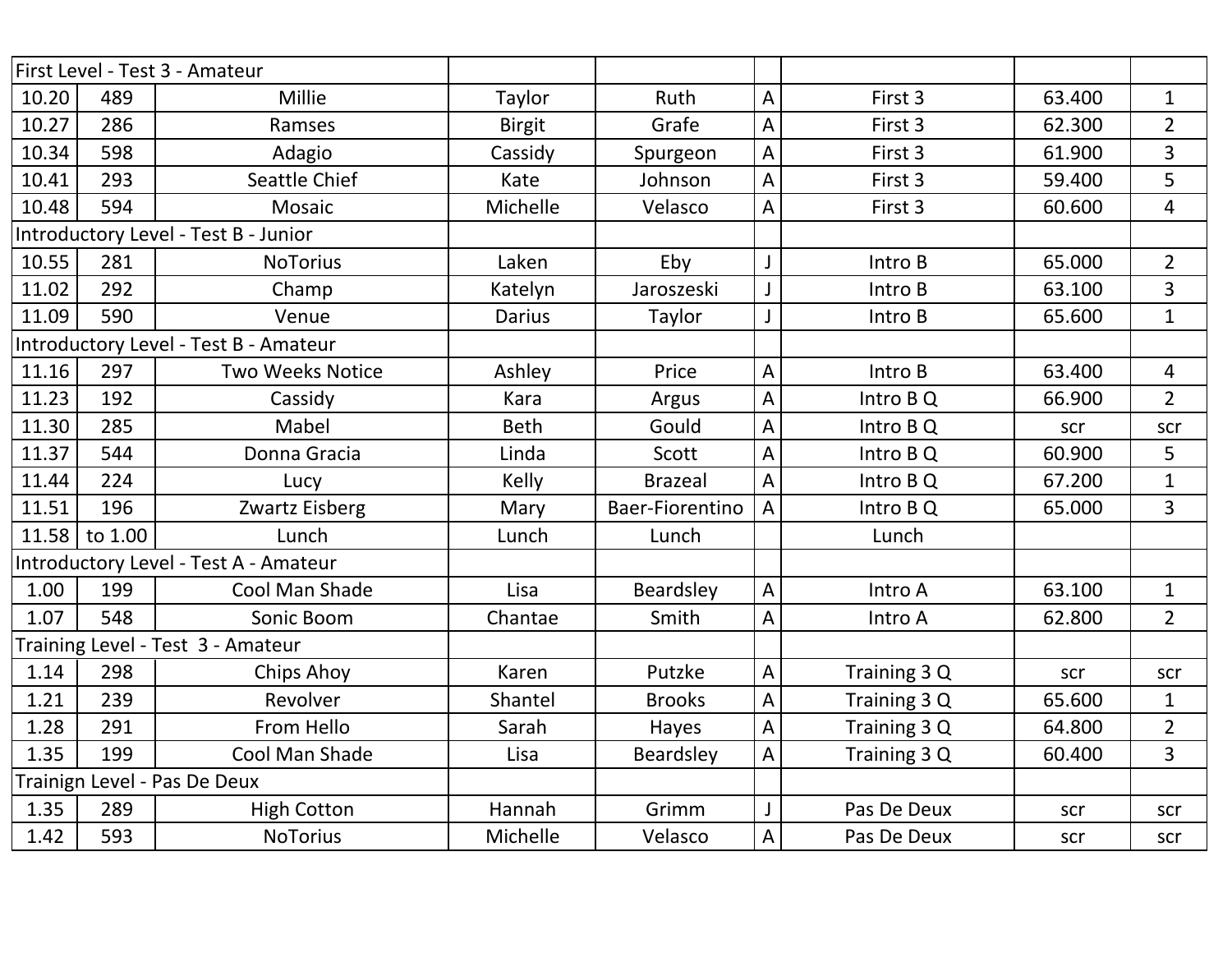| First Level - Test 3 - Amateur | | | | | | | | |
|---|---|---|---|---|---|---|---|---|
| 10.20 | 489 | Millie | Taylor | Ruth | A | First 3 | 63.400 | 1 |
| 10.27 | 286 | Ramses | Birgit | Grafe | A | First 3 | 62.300 | 2 |
| 10.34 | 598 | Adagio | Cassidy | Spurgeon | A | First 3 | 61.900 | 3 |
| 10.41 | 293 | Seattle Chief | Kate | Johnson | A | First 3 | 59.400 | 5 |
| 10.48 | 594 | Mosaic | Michelle | Velasco | A | First 3 | 60.600 | 4 |
| Introductory Level - Test B - Junior | | | | | | | | |
| 10.55 | 281 | NoTorius | Laken | Eby | J | Intro B | 65.000 | 2 |
| 11.02 | 292 | Champ | Katelyn | Jaroszeski | J | Intro B | 63.100 | 3 |
| 11.09 | 590 | Venue | Darius | Taylor | J | Intro B | 65.600 | 1 |
| Introductory Level - Test B - Amateur | | | | | | | | |
| 11.16 | 297 | Two Weeks Notice | Ashley | Price | A | Intro B | 63.400 | 4 |
| 11.23 | 192 | Cassidy | Kara | Argus | A | Intro B Q | 66.900 | 2 |
| 11.30 | 285 | Mabel | Beth | Gould | A | Intro B Q | scr | scr |
| 11.37 | 544 | Donna Gracia | Linda | Scott | A | Intro B Q | 60.900 | 5 |
| 11.44 | 224 | Lucy | Kelly | Brazeal | A | Intro B Q | 67.200 | 1 |
| 11.51 | 196 | Zwartz Eisberg | Mary | Baer-Fiorentino | A | Intro B Q | 65.000 | 3 |
| 11.58 | to 1.00 | Lunch | Lunch | Lunch | | Lunch | | |
| Introductory Level - Test A - Amateur | | | | | | | | |
| 1.00 | 199 | Cool Man Shade | Lisa | Beardsley | A | Intro A | 63.100 | 1 |
| 1.07 | 548 | Sonic Boom | Chantae | Smith | A | Intro A | 62.800 | 2 |
| Training Level - Test 3 - Amateur | | | | | | | | |
| 1.14 | 298 | Chips Ahoy | Karen | Putzke | A | Training 3 Q | scr | scr |
| 1.21 | 239 | Revolver | Shantel | Brooks | A | Training 3 Q | 65.600 | 1 |
| 1.28 | 291 | From Hello | Sarah | Hayes | A | Training 3 Q | 64.800 | 2 |
| 1.35 | 199 | Cool Man Shade | Lisa | Beardsley | A | Training 3 Q | 60.400 | 3 |
| Trainign Level - Pas De Deux | | | | | | | | |
| 1.35 | 289 | High Cotton | Hannah | Grimm | J | Pas De Deux | scr | scr |
| 1.42 | 593 | NoTorius | Michelle | Velasco | A | Pas De Deux | scr | scr |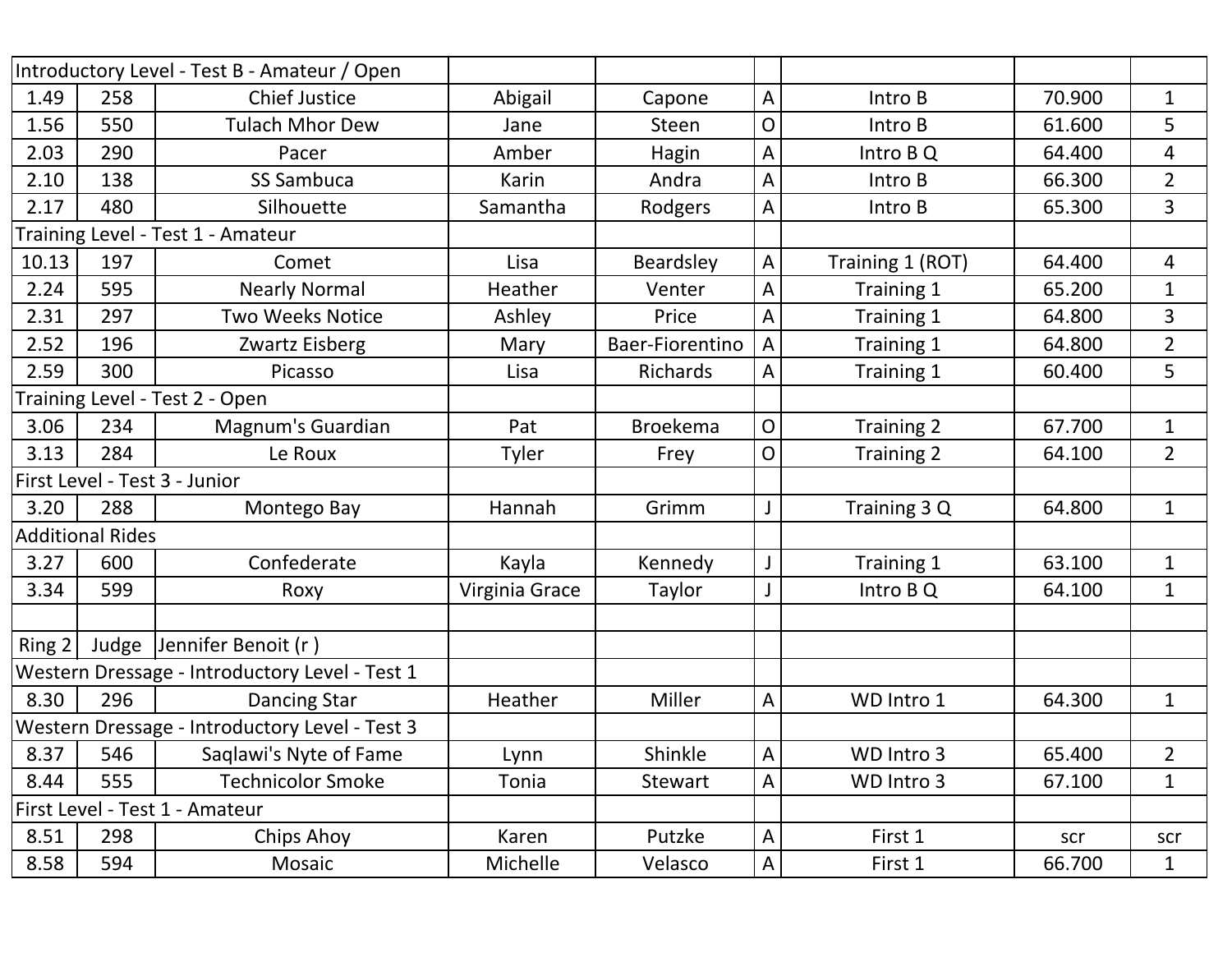| Introductory Level - Test B - Amateur / Open | | | | | | | | |
|---|---|---|---|---|---|---|---|---|
| 1.49 | 258 | Chief Justice | Abigail | Capone | A | Intro B | 70.900 | 1 |
| 1.56 | 550 | Tulach Mhor Dew | Jane | Steen | O | Intro B | 61.600 | 5 |
| 2.03 | 290 | Pacer | Amber | Hagin | A | Intro B Q | 64.400 | 4 |
| 2.10 | 138 | SS Sambuca | Karin | Andra | A | Intro B | 66.300 | 2 |
| 2.17 | 480 | Silhouette | Samantha | Rodgers | A | Intro B | 65.300 | 3 |
| Training Level - Test 1 - Amateur | | | | | | | | |
| 10.13 | 197 | Comet | Lisa | Beardsley | A | Training 1 (ROT) | 64.400 | 4 |
| 2.24 | 595 | Nearly Normal | Heather | Venter | A | Training 1 | 65.200 | 1 |
| 2.31 | 297 | Two Weeks Notice | Ashley | Price | A | Training 1 | 64.800 | 3 |
| 2.52 | 196 | Zwartz Eisberg | Mary | Baer-Fiorentino | A | Training 1 | 64.800 | 2 |
| 2.59 | 300 | Picasso | Lisa | Richards | A | Training 1 | 60.400 | 5 |
| Training Level - Test 2 - Open | | | | | | | | |
| 3.06 | 234 | Magnum's Guardian | Pat | Broekema | O | Training 2 | 67.700 | 1 |
| 3.13 | 284 | Le Roux | Tyler | Frey | O | Training 2 | 64.100 | 2 |
| First Level - Test 3 - Junior | | | | | | | | |
| 3.20 | 288 | Montego Bay | Hannah | Grimm | J | Training 3 Q | 64.800 | 1 |
| Additional Rides | | | | | | | | |
| 3.27 | 600 | Confederate | Kayla | Kennedy | J | Training 1 | 63.100 | 1 |
| 3.34 | 599 | Roxy | Virginia Grace | Taylor | J | Intro B Q | 64.100 | 1 |
| | | | | | | | | |
| Ring 2 | Judge | Jennifer Benoit (r ) | | | | | | |
| Western Dressage - Introductory Level - Test 1 | | | | | | | | |
| 8.30 | 296 | Dancing Star | Heather | Miller | A | WD Intro 1 | 64.300 | 1 |
| Western Dressage - Introductory Level - Test 3 | | | | | | | | |
| 8.37 | 546 | Saqlawi's Nyte of Fame | Lynn | Shinkle | A | WD Intro 3 | 65.400 | 2 |
| 8.44 | 555 | Technicolor Smoke | Tonia | Stewart | A | WD Intro 3 | 67.100 | 1 |
| First Level - Test 1 - Amateur | | | | | | | | |
| 8.51 | 298 | Chips Ahoy | Karen | Putzke | A | First 1 | scr | scr |
| 8.58 | 594 | Mosaic | Michelle | Velasco | A | First 1 | 66.700 | 1 |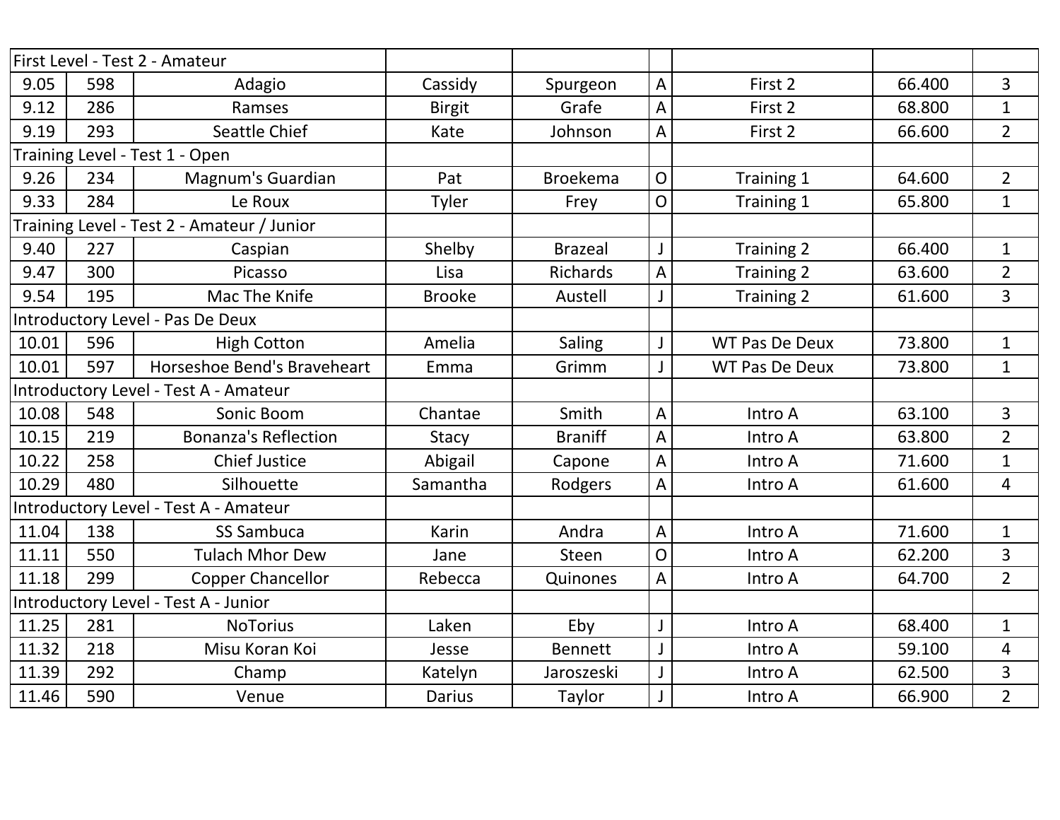| | | | | | | | | |
|---|---|---|---|---|---|---|---|---|
| First Level - Test 2 - Amateur | | | | | | | | |
| 9.05 | 598 | Adagio | Cassidy | Spurgeon | A | First 2 | 66.400 | 3 |
| 9.12 | 286 | Ramses | Birgit | Grafe | A | First 2 | 68.800 | 1 |
| 9.19 | 293 | Seattle Chief | Kate | Johnson | A | First 2 | 66.600 | 2 |
| Training Level - Test 1 - Open | | | | | | | | |
| 9.26 | 234 | Magnum's Guardian | Pat | Broekema | O | Training 1 | 64.600 | 2 |
| 9.33 | 284 | Le Roux | Tyler | Frey | O | Training 1 | 65.800 | 1 |
| Training Level - Test 2 - Amateur / Junior | | | | | | | | |
| 9.40 | 227 | Caspian | Shelby | Brazeal | J | Training 2 | 66.400 | 1 |
| 9.47 | 300 | Picasso | Lisa | Richards | A | Training 2 | 63.600 | 2 |
| 9.54 | 195 | Mac The Knife | Brooke | Austell | J | Training 2 | 61.600 | 3 |
| Introductory Level - Pas De Deux | | | | | | | | |
| 10.01 | 596 | High Cotton | Amelia | Saling | J | WT Pas De Deux | 73.800 | 1 |
| 10.01 | 597 | Horseshoe Bend's Braveheart | Emma | Grimm | J | WT Pas De Deux | 73.800 | 1 |
| Introductory Level - Test A - Amateur | | | | | | | | |
| 10.08 | 548 | Sonic Boom | Chantae | Smith | A | Intro A | 63.100 | 3 |
| 10.15 | 219 | Bonanza's Reflection | Stacy | Braniff | A | Intro A | 63.800 | 2 |
| 10.22 | 258 | Chief Justice | Abigail | Capone | A | Intro A | 71.600 | 1 |
| 10.29 | 480 | Silhouette | Samantha | Rodgers | A | Intro A | 61.600 | 4 |
| Introductory Level - Test A - Amateur | | | | | | | | |
| 11.04 | 138 | SS Sambuca | Karin | Andra | A | Intro A | 71.600 | 1 |
| 11.11 | 550 | Tulach Mhor Dew | Jane | Steen | O | Intro A | 62.200 | 3 |
| 11.18 | 299 | Copper Chancellor | Rebecca | Quinones | A | Intro A | 64.700 | 2 |
| Introductory Level - Test A - Junior | | | | | | | | |
| 11.25 | 281 | NoTorius | Laken | Eby | J | Intro A | 68.400 | 1 |
| 11.32 | 218 | Misu Koran Koi | Jesse | Bennett | J | Intro A | 59.100 | 4 |
| 11.39 | 292 | Champ | Katelyn | Jaroszeski | J | Intro A | 62.500 | 3 |
| 11.46 | 590 | Venue | Darius | Taylor | J | Intro A | 66.900 | 2 |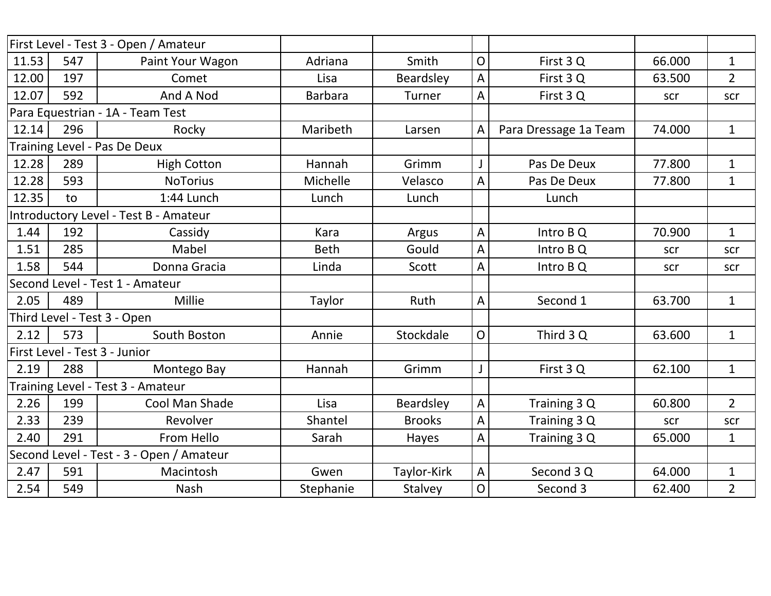| First Level - Test 3 - Open / Amateur | | | | | | | | |
|---|---|---|---|---|---|---|---|---|
| 11.53 | 547 | Paint Your Wagon | Adriana | Smith | O | First 3 Q | 66.000 | 1 |
| 12.00 | 197 | Comet | Lisa | Beardsley | A | First 3 Q | 63.500 | 2 |
| 12.07 | 592 | And A Nod | Barbara | Turner | A | First 3 Q | scr | scr |
| Para Equestrian - 1A - Team Test | | | | | | | | |
| 12.14 | 296 | Rocky | Maribeth | Larsen | A | Para Dressage 1a Team | 74.000 | 1 |
| Training Level - Pas De Deux | | | | | | | | |
| 12.28 | 289 | High Cotton | Hannah | Grimm | J | Pas De Deux | 77.800 | 1 |
| 12.28 | 593 | NoTorius | Michelle | Velasco | A | Pas De Deux | 77.800 | 1 |
| 12.35 | to | 1:44 Lunch | Lunch | Lunch | | Lunch | | |
| Introductory Level - Test B - Amateur | | | | | | | | |
| 1.44 | 192 | Cassidy | Kara | Argus | A | Intro B Q | 70.900 | 1 |
| 1.51 | 285 | Mabel | Beth | Gould | A | Intro B Q | scr | scr |
| 1.58 | 544 | Donna Gracia | Linda | Scott | A | Intro B Q | scr | scr |
| Second Level - Test 1 - Amateur | | | | | | | | |
| 2.05 | 489 | Millie | Taylor | Ruth | A | Second 1 | 63.700 | 1 |
| Third Level - Test 3 - Open | | | | | | | | |
| 2.12 | 573 | South Boston | Annie | Stockdale | O | Third 3 Q | 63.600 | 1 |
| First Level - Test 3 - Junior | | | | | | | | |
| 2.19 | 288 | Montego Bay | Hannah | Grimm | J | First 3 Q | 62.100 | 1 |
| Training Level - Test 3 - Amateur | | | | | | | | |
| 2.26 | 199 | Cool Man Shade | Lisa | Beardsley | A | Training 3 Q | 60.800 | 2 |
| 2.33 | 239 | Revolver | Shantel | Brooks | A | Training 3 Q | scr | scr |
| 2.40 | 291 | From Hello | Sarah | Hayes | A | Training 3 Q | 65.000 | 1 |
| Second Level - Test - 3 - Open / Amateur | | | | | | | | |
| 2.47 | 591 | Macintosh | Gwen | Taylor-Kirk | A | Second 3 Q | 64.000 | 1 |
| 2.54 | 549 | Nash | Stephanie | Stalvey | O | Second 3 | 62.400 | 2 |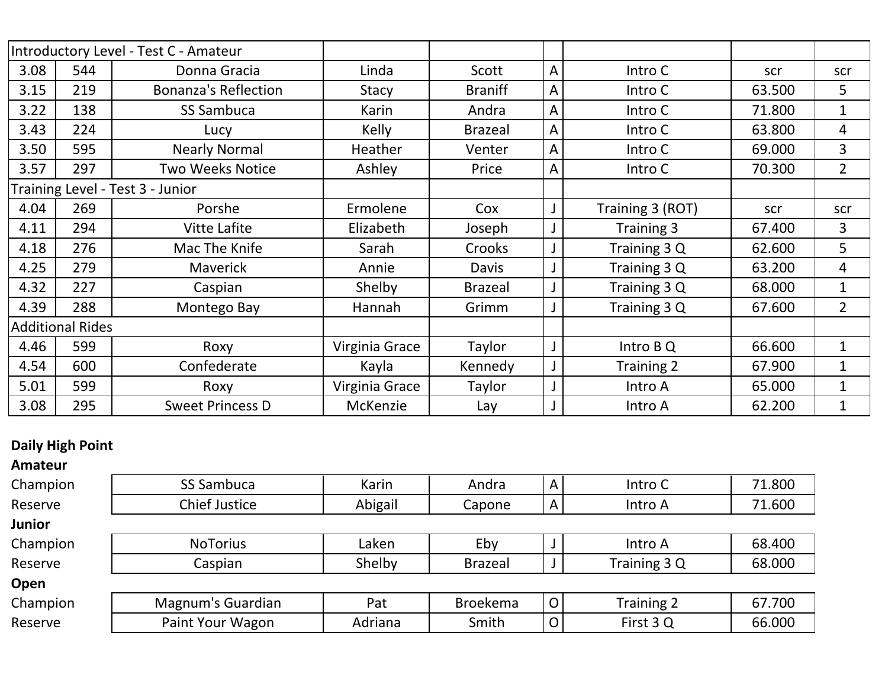| | | | | | | | | |
|---|---|---|---|---|---|---|---|---|
| Introductory Level - Test C - Amateur | | | | | | | | |
| 3.08 | 544 | Donna Gracia | Linda | Scott | A | Intro C | scr | scr |
| 3.15 | 219 | Bonanza's Reflection | Stacy | Braniff | A | Intro C | 63.500 | 5 |
| 3.22 | 138 | SS Sambuca | Karin | Andra | A | Intro C | 71.800 | 1 |
| 3.43 | 224 | Lucy | Kelly | Brazeal | A | Intro C | 63.800 | 4 |
| 3.50 | 595 | Nearly Normal | Heather | Venter | A | Intro C | 69.000 | 3 |
| 3.57 | 297 | Two Weeks Notice | Ashley | Price | A | Intro C | 70.300 | 2 |
| Training Level - Test 3 - Junior | | | | | | | | |
| 4.04 | 269 | Porshe | Ermolene | Cox | J | Training 3 (ROT) | scr | scr |
| 4.11 | 294 | Vitte Lafite | Elizabeth | Joseph | J | Training 3 | 67.400 | 3 |
| 4.18 | 276 | Mac The Knife | Sarah | Crooks | J | Training 3 Q | 62.600 | 5 |
| 4.25 | 279 | Maverick | Annie | Davis | J | Training 3 Q | 63.200 | 4 |
| 4.32 | 227 | Caspian | Shelby | Brazeal | J | Training 3 Q | 68.000 | 1 |
| 4.39 | 288 | Montego Bay | Hannah | Grimm | J | Training 3 Q | 67.600 | 2 |
| Additional Rides | | | | | | | | |
| 4.46 | 599 | Roxy | Virginia Grace | Taylor | J | Intro B Q | 66.600 | 1 |
| 4.54 | 600 | Confederate | Kayla | Kennedy | J | Training 2 | 67.900 | 1 |
| 5.01 | 599 | Roxy | Virginia Grace | Taylor | J | Intro A | 65.000 | 1 |
| 3.08 | 295 | Sweet Princess D | McKenzie | Lay | J | Intro A | 62.200 | 1 |

**Daily High Point**

**Amateur**

| | | | | | | |
|---|---|---|---|---|---|---|
| Champion | SS Sambuca | Karin | Andra | A | Intro C | 71.800 |
| Reserve | Chief Justice | Abigail | Capone | A | Intro A | 71.600 |

**Junior**

| | | | | | | |
|---|---|---|---|---|---|---|
| Champion | NoTorius | Laken | Eby | J | Intro A | 68.400 |
| Reserve | Caspian | Shelby | Brazeal | J | Training 3 Q | 68.000 |

**Open**

| | | | | | | |
|---|---|---|---|---|---|---|
| Champion | Magnum's Guardian | Pat | Broekema | O | Training 2 | 67.700 |
| Reserve | Paint Your Wagon | Adriana | Smith | O | First 3 Q | 66.000 |